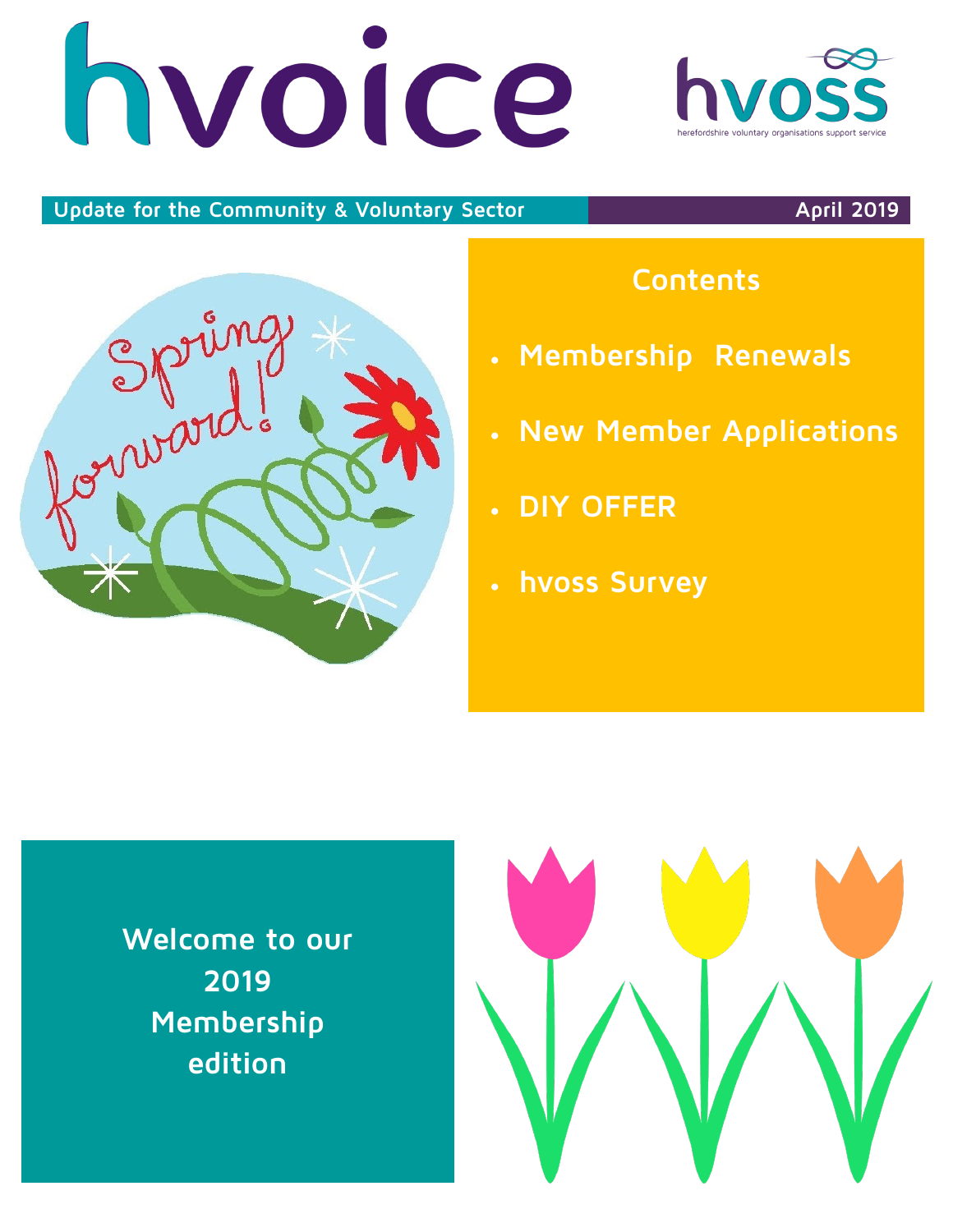# hvoice

hvoss
herefordshire voluntary organisations support service

**Update for the Community & Voluntary Sector** | **April 2019**

Spring forward!

## Contents

- Membership Renewals
- New Member Applications
- DIY OFFER
- hvoss Survey

## Welcome to our 2019 Membership edition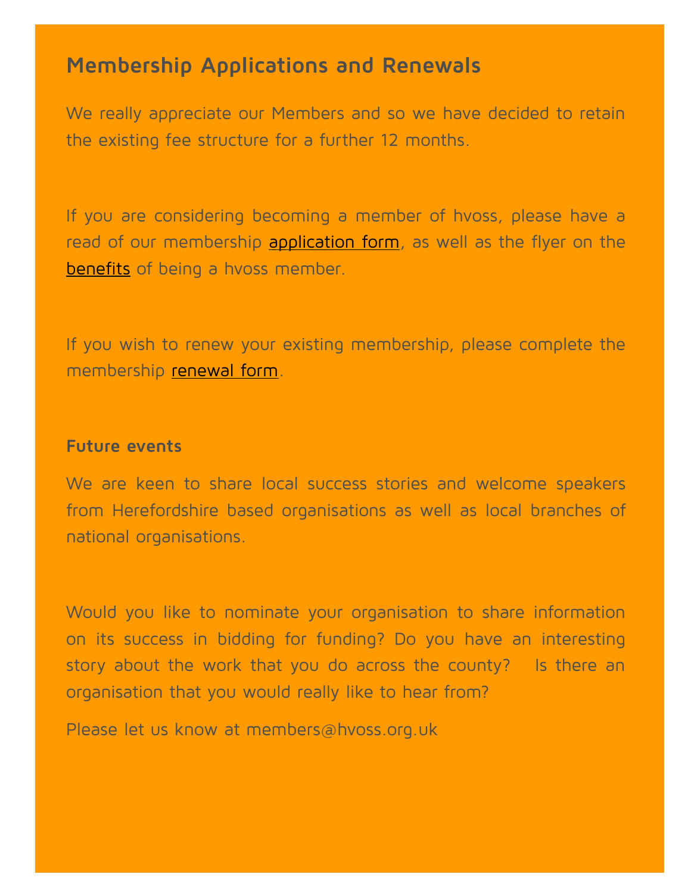## Membership Applications and Renewals

We really appreciate our Members and so we have decided to retain the existing fee structure for a further 12 months.

If you are considering becoming a member of hvoss, please have a read of our membership application form, as well as the flyer on the benefits of being a hvoss member.

If you wish to renew your existing membership, please complete the membership renewal form.

### Future events

We are keen to share local success stories and welcome speakers from Herefordshire based organisations as well as local branches of national organisations.

Would you like to nominate your organisation to share information on its success in bidding for funding? Do you have an interesting story about the work that you do across the county? Is there an organisation that you would really like to hear from?

Please let us know at members@hvoss.org.uk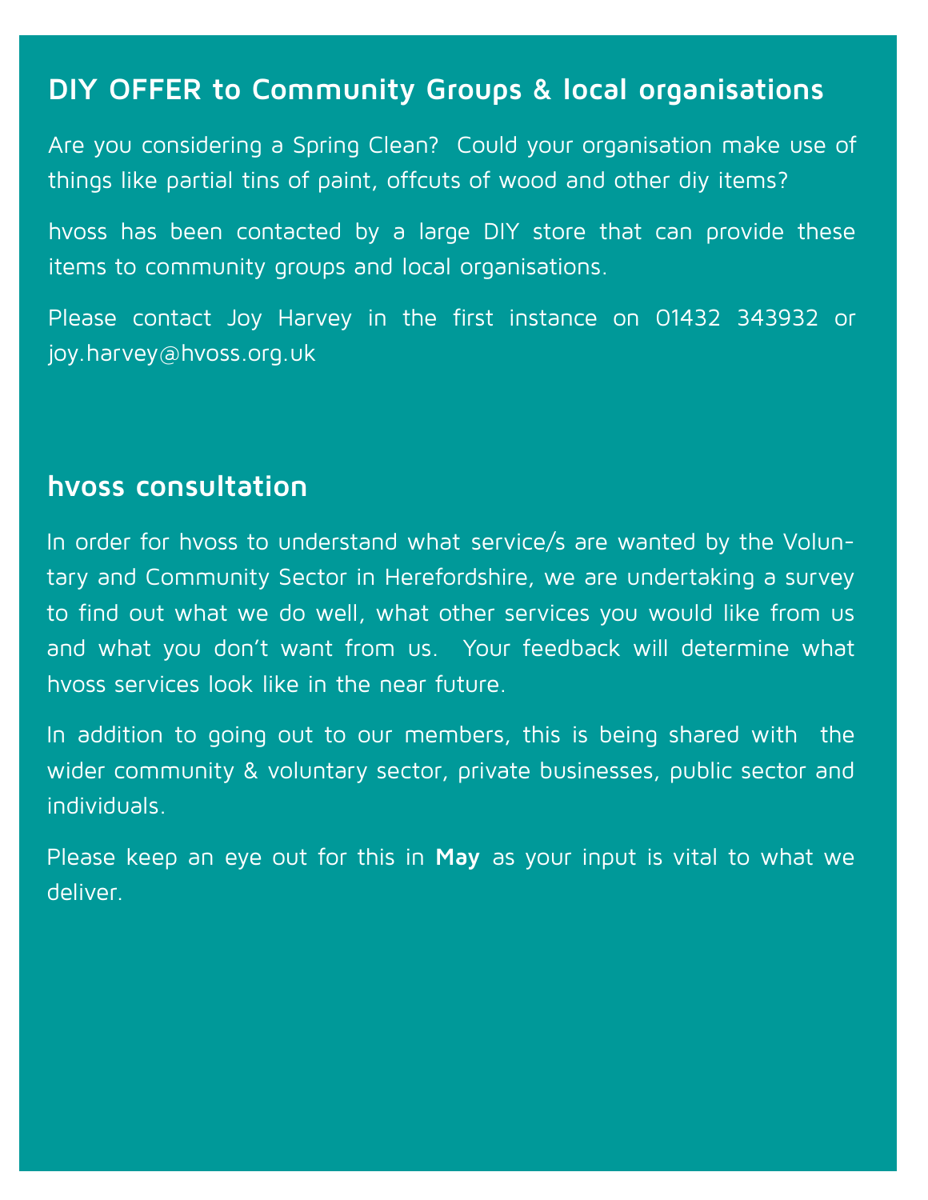## DIY OFFER to Community Groups & local organisations

Are you considering a Spring Clean? Could your organisation make use of things like partial tins of paint, offcuts of wood and other diy items?

hvoss has been contacted by a large DIY store that can provide these items to community groups and local organisations.

Please contact Joy Harvey in the first instance on 01432 343932 or joy.harvey@hvoss.org.uk

## hvoss consultation

In order for hvoss to understand what service/s are wanted by the Voluntary and Community Sector in Herefordshire, we are undertaking a survey to find out what we do well, what other services you would like from us and what you don't want from us. Your feedback will determine what hvoss services look like in the near future.

In addition to going out to our members, this is being shared with the wider community & voluntary sector, private businesses, public sector and individuals.

Please keep an eye out for this in **May** as your input is vital to what we deliver.